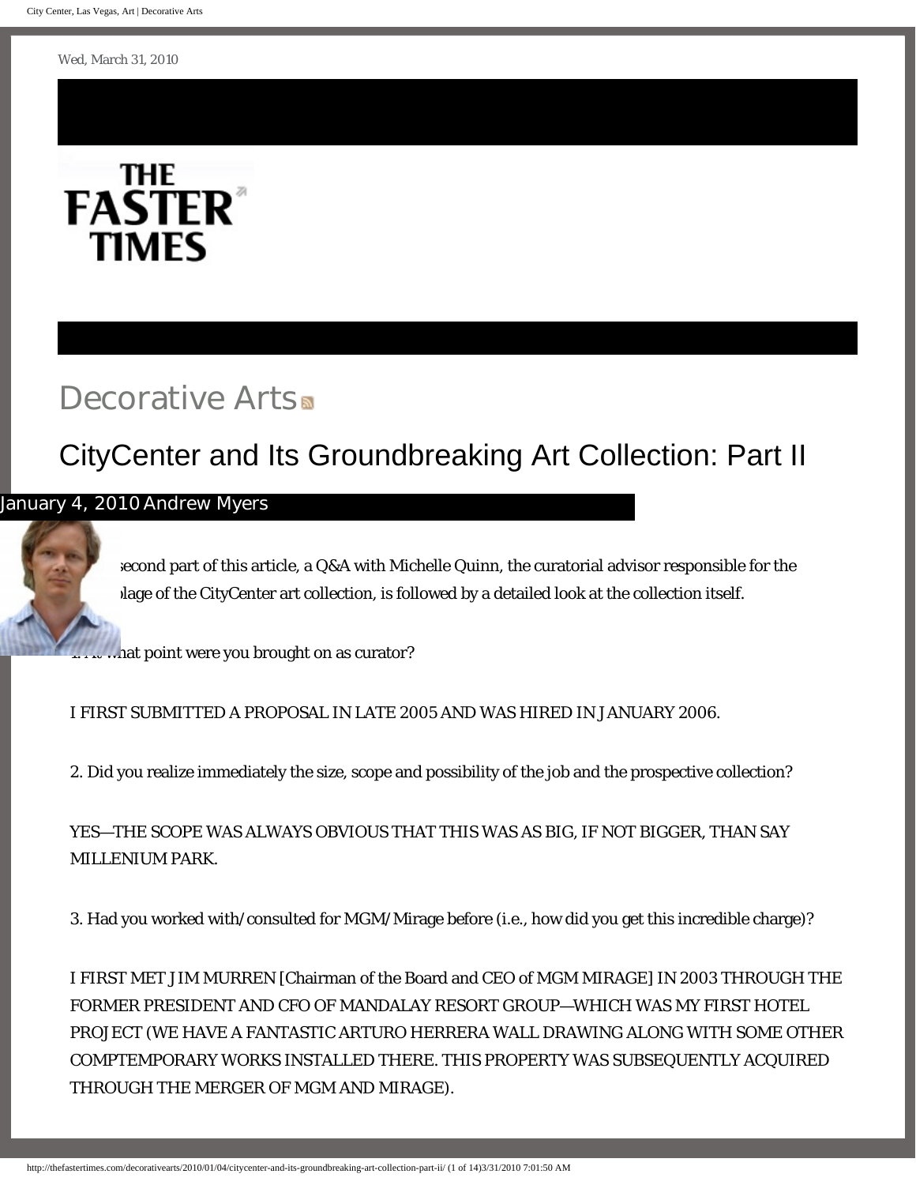Wed, March 31, 2010

THE FASTER TIMES

# Decorative Arts

## CityCenter and Its Groundbreaking Art Collection: Part II

January 4, 2010 Andrew Myers

second part of this article, a Q&A with Michelle Quinn, the curatorial advisor responsible for the plage of the CityCenter art collection, is followed by a detailed look at the collection itself.

1. At what point were you brought on as curator?

I FIRST SUBMITTED A PROPOSAL IN LATE 2005 AND WAS HIRED IN JANUARY 2006.

2. Did you realize immediately the size, scope and possibility of the job and the prospective collection?

YES—THE SCOPE WAS ALWAYS OBVIOUS THAT THIS WAS AS BIG, IF NOT BIGGER, THAN SAY MILLENIUM PARK.

3. Had you worked with/consulted for MGM/Mirage before (i.e., how did you get this incredible charge)?

I FIRST MET JIM MURREN [Chairman of the Board and CEO of MGM MIRAGE] IN 2003 THROUGH THE FORMER PRESIDENT AND CFO OF MANDALAY RESORT GROUP—WHICH WAS MY FIRST HOTEL PROJECT (WE HAVE A FANTASTIC ARTURO HERRERA WALL DRAWING ALONG WITH SOME OTHER COMPTEMPORARY WORKS INSTALLED THERE. THIS PROPERTY WAS SUBSEQUENTLY ACQUIRED THROUGH THE MERGER OF MGM AND MIRAGE).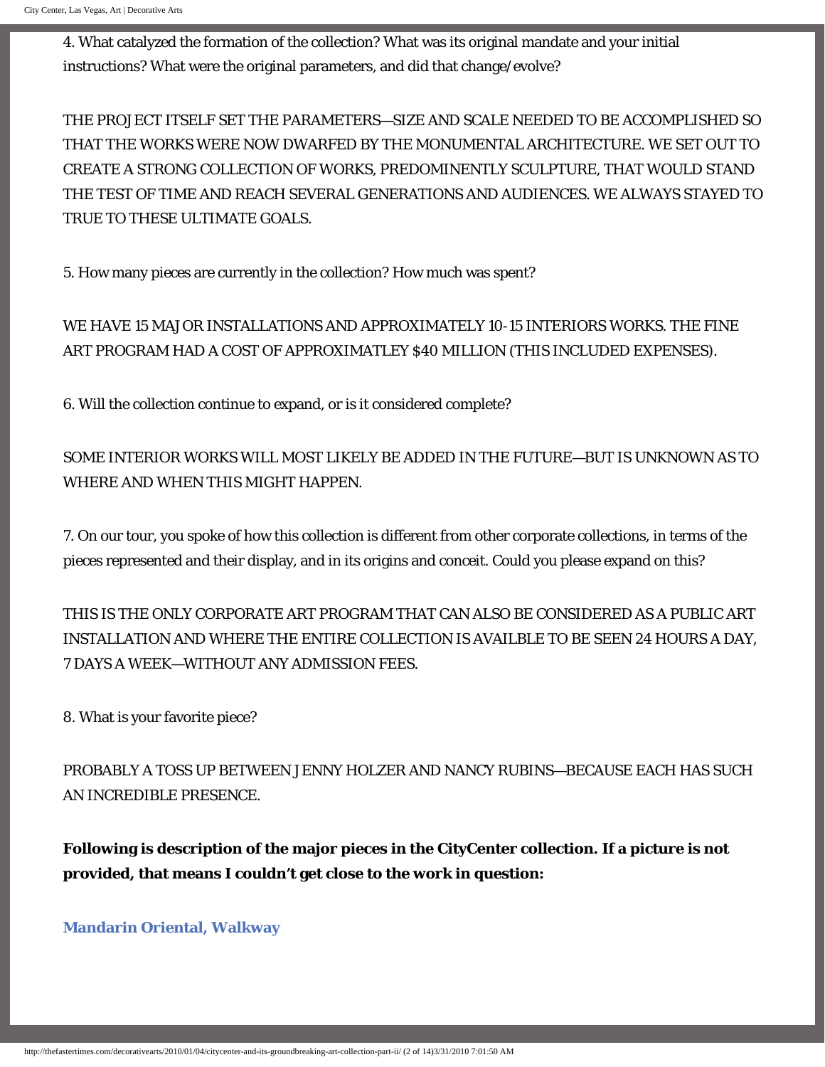4. What catalyzed the formation of the collection? What was its original mandate and your initial instructions? What were the original parameters, and did that change/evolve?

THE PROJECT ITSELF SET THE PARAMETERS—SIZE AND SCALE NEEDED TO BE ACCOMPLISHED SO THAT THE WORKS WERE NOW DWARFED BY THE MONUMENTAL ARCHITECTURE. WE SET OUT TO CREATE A STRONG COLLECTION OF WORKS, PREDOMINENTLY SCULPTURE, THAT WOULD STAND THE TEST OF TIME AND REACH SEVERAL GENERATIONS AND AUDIENCES. WE ALWAYS STAYED TO TRUE TO THESE ULTIMATE GOALS.

5. How many pieces are currently in the collection? How much was spent?

WE HAVE 15 MAJOR INSTALLATIONS AND APPROXIMATELY 10-15 INTERIORS WORKS. THE FINE ART PROGRAM HAD A COST OF APPROXIMATLEY $40 MILLION (THIS INCLUDED EXPENSES).

6. Will the collection continue to expand, or is it considered complete?

SOME INTERIOR WORKS WILL MOST LIKELY BE ADDED IN THE FUTURE—BUT IS UNKNOWN AS TO WHERE AND WHEN THIS MIGHT HAPPEN.

7. On our tour, you spoke of how this collection is different from other corporate collections, in terms of the pieces represented and their display, and in its origins and conceit. Could you please expand on this?

THIS IS THE ONLY CORPORATE ART PROGRAM THAT CAN ALSO BE CONSIDERED AS A PUBLIC ART INSTALLATION AND WHERE THE ENTIRE COLLECTION IS AVAILBLE TO BE SEEN 24 HOURS A DAY, 7 DAYS A WEEK—WITHOUT ANY ADMISSION FEES.

8. What is your favorite piece?

PROBABLY A TOSS UP BETWEEN JENNY HOLZER AND NANCY RUBINS—BECAUSE EACH HAS SUCH AN INCREDIBLE PRESENCE.

**Following is description of the major pieces in the CityCenter collection. If a picture is not provided, that means I couldn't get close to the work in question:**

**Mandarin Oriental, Walkway**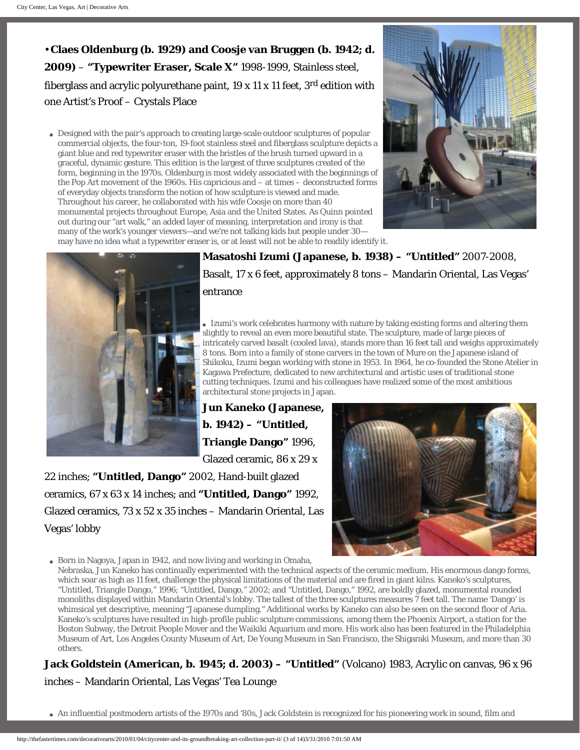• **Claes Oldenburg (b. 1929) and Coosje van Bruggen (b. 1942; d. 2009)** – **"Typewriter Eraser, Scale X"** 1998-1999, Stainless steel, fiberglass and acrylic polyurethane paint, 19 x 11 x 11 feet, 3rd edition with one Artist's Proof – Crystals Place

- Designed with the pair's approach to creating large-scale outdoor sculptures of popular commercial objects, the four-ton, 19-foot stainless steel and fiberglass sculpture depicts a giant blue and red typewriter eraser with the bristles of the brush turned upward in a graceful, dynamic gesture. This edition is the largest of three sculptures created of the form, beginning in the 1970s. Oldenburg is most widely associated with the beginnings of the Pop Art movement of the 1960s. His capricious and – at times – deconstructed forms of everyday objects transform the notion of how sculpture is viewed and made. Throughout his career, he collaborated with his wife Coosje on more than 40 monumental projects throughout Europe, Asia and the United States. As Quinn pointed out during our "art walk," an added layer of meaning, interpretation and irony is that many of the work's younger viewers—and we're not talking kids but people under 30—may have no idea what a typewriter eraser is, or at least will not be able to readily identify it.

**Masatoshi Izumi (Japanese, b. 1938) – "Untitled"** 2007-2008, Basalt, 17 x 6 feet, approximately 8 tons – Mandarin Oriental, Las Vegas' entrance

- Izumi's work celebrates harmony with nature by taking existing forms and altering them slightly to reveal an even more beautiful state. The sculpture, made of large pieces of intricately carved basalt (cooled lava), stands more than 16 feet tall and weighs approximately 8 tons. Born into a family of stone carvers in the town of Mure on the Japanese island of Shikoku, Izumi began working with stone in 1953. In 1964, he co-founded the Stone Atelier in Kagawa Prefecture, dedicated to new architectural and artistic uses of traditional stone cutting techniques. Izumi and his colleagues have realized some of the most ambitious architectural stone projects in Japan.

**Jun Kaneko (Japanese, b. 1942) – "Untitled, Triangle Dango"** 1996, Glazed ceramic, 86 x 29 x 22 inches; **"Untitled, Dango"** 2002, Hand-built glazed ceramics, 67 x 63 x 14 inches; and **"Untitled, Dango"** 1992, Glazed ceramics, 73 x 52 x 35 inches – Mandarin Oriental, Las Vegas' lobby

- Born in Nagoya, Japan in 1942, and now living and working in Omaha, Nebraska, Jun Kaneko has continually experimented with the technical aspects of the ceramic medium. His enormous dango forms, which soar as high as 11 feet, challenge the physical limitations of the material and are fired in giant kilns. Kaneko's sculptures, "Untitled, Triangle Dango," 1996; "Untitled, Dango," 2002; and "Untitled, Dango," 1992, are boldly glazed, monumental rounded monoliths displayed within Mandarin Oriental's lobby. The tallest of the three sculptures measures 7 feet tall. The name 'Dango' is whimsical yet descriptive, meaning "Japanese dumpling." Additional works by Kaneko can also be seen on the second floor of Aria. Kaneko's sculptures have resulted in high-profile public sculpture commissions, among them the Phoenix Airport, a station for the Boston Subway, the Detroit People Mover and the Waikiki Aquarium and more. His work also has been featured in the Philadelphia Museum of Art, Los Angeles County Museum of Art, De Young Museum in San Francisco, the Shigaraki Museum, and more than 30 others.

**Jack Goldstein (American, b. 1945; d. 2003) – "Untitled"** (Volcano) 1983, Acrylic on canvas, 96 x 96 inches – Mandarin Oriental, Las Vegas' Tea Lounge

- An influential postmodern artists of the 1970s and '80s, Jack Goldstein is recognized for his pioneering work in sound, film and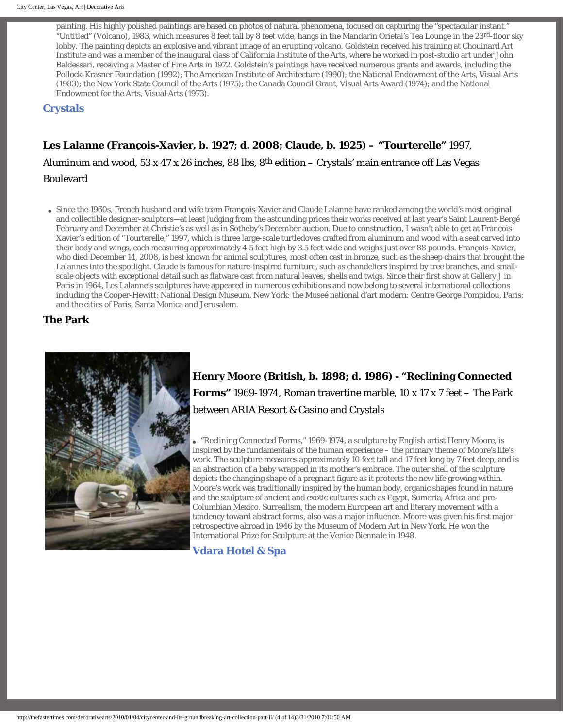painting. His highly polished paintings are based on photos of natural phenomena, focused on capturing the "spectacular instant." "Untitled" (Volcano), 1983, which measures 8 feet tall by 8 feet wide, hangs in the Mandarin Orietal's Tea Lounge in the 23rd-floor sky lobby. The painting depicts an explosive and vibrant image of an erupting volcano. Goldstein received his training at Chouinard Art Institute and was a member of the inaugural class of California Institute of the Arts, where he worked in post-studio art under John Baldessari, receiving a Master of Fine Arts in 1972. Goldstein's paintings have received numerous grants and awards, including the Pollock-Krasner Foundation (1992); The American Institute of Architecture (1990); the National Endowment of the Arts, Visual Arts (1983); the New York State Council of the Arts (1975); the Canada Council Grant, Visual Arts Award (1974); and the National Endowment for the Arts, Visual Arts (1973).

### Crystals

**Les Lalanne (François-Xavier, b. 1927; d. 2008; Claude, b. 1925) – "Tourterelle"** 1997, Aluminum and wood, 53 x 47 x 26 inches, 88 lbs, 8th edition – Crystals' main entrance off Las Vegas Boulevard

- Since the 1960s, French husband and wife team François-Xavier and Claude Lalanne have ranked among the world's most original and collectible designer-sculptors—at least judging from the astounding prices their works received at last year's Saint Laurent-Bergé February and December at Christie's as well as in Sotheby's December auction. Due to construction, I wasn't able to get at François-Xavier's edition of "Tourterelle," 1997, which is three large-scale turtledoves crafted from aluminum and wood with a seat carved into their body and wings, each measuring approximately 4.5 feet high by 3.5 feet wide and weighs just over 88 pounds. François-Xavier, who died December 14, 2008, is best known for animal sculptures, most often cast in bronze, such as the sheep chairs that brought the Lalannes into the spotlight. Claude is famous for nature-inspired furniture, such as chandeliers inspired by tree branches, and small-scale objects with exceptional detail such as flatware cast from natural leaves, shells and twigs. Since their first show at Gallery J in Paris in 1964, Les Lalanne's sculptures have appeared in numerous exhibitions and now belong to several international collections including the Cooper-Hewitt; National Design Museum, New York; the Museé national d'art modern; Centre George Pompidou, Paris; and the cities of Paris, Santa Monica and Jerusalem.

### The Park

**Henry Moore (British, b. 1898; d. 1986) - "Reclining Connected Forms"** 1969-1974, Roman travertine marble, 10 x 17 x 7 feet – The Park between ARIA Resort & Casino and Crystals

- "Reclining Connected Forms," 1969-1974, a sculpture by English artist Henry Moore, is inspired by the fundamentals of the human experience – the primary theme of Moore's life's work. The sculpture measures approximately 10 feet tall and 17 feet long by 7 feet deep, and is an abstraction of a baby wrapped in its mother's embrace. The outer shell of the sculpture depicts the changing shape of a pregnant figure as it protects the new life growing within. Moore's work was traditionally inspired by the human body, organic shapes found in nature and the sculpture of ancient and exotic cultures such as Egypt, Sumeria, Africa and pre-Columbian Mexico. Surrealism, the modern European art and literary movement with a tendency toward abstract forms, also was a major influence. Moore was given his first major retrospective abroad in 1946 by the Museum of Modern Art in New York. He won the International Prize for Sculpture at the Venice Biennale in 1948.

### Vdara Hotel & Spa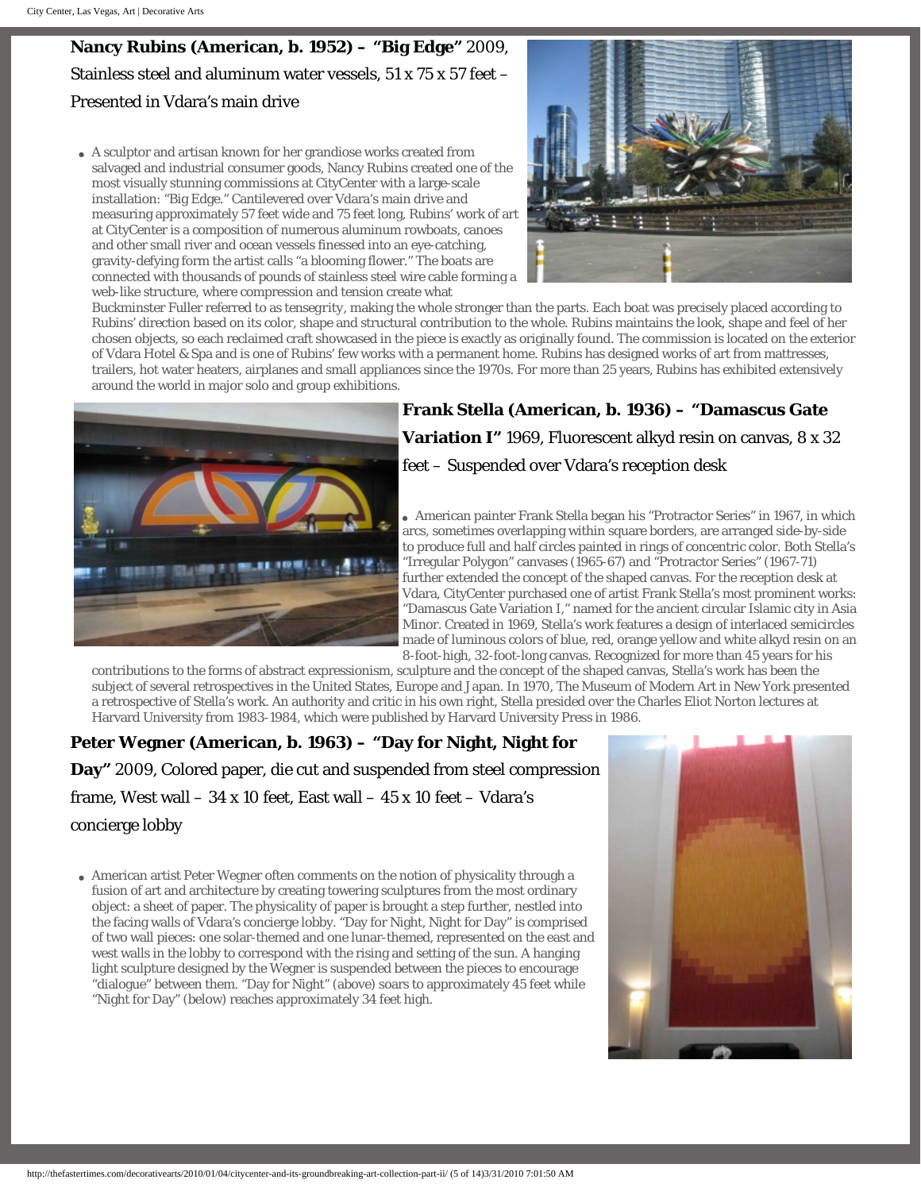**Nancy Rubins (American, b. 1952) – "Big Edge"** 2009, Stainless steel and aluminum water vessels, 51 x 75 x 57 feet – Presented in Vdara's main drive

- A sculptor and artisan known for her grandiose works created from salvaged and industrial consumer goods, Nancy Rubins created one of the most visually stunning commissions at CityCenter with a large-scale installation: "Big Edge." Cantilevered over Vdara's main drive and measuring approximately 57 feet wide and 75 feet long, Rubins' work of art at CityCenter is a composition of numerous aluminum rowboats, canoes and other small river and ocean vessels finessed into an eye-catching, gravity-defying form the artist calls "a blooming flower." The boats are connected with thousands of pounds of stainless steel wire cable forming a web-like structure, where compression and tension create what Buckminster Fuller referred to as tensegrity, making the whole stronger than the parts. Each boat was precisely placed according to Rubins' direction based on its color, shape and structural contribution to the whole. Rubins maintains the look, shape and feel of her chosen objects, so each reclaimed craft showcased in the piece is exactly as originally found. The commission is located on the exterior of Vdara Hotel & Spa and is one of Rubins' few works with a permanent home. Rubins has designed works of art from mattresses, trailers, hot water heaters, airplanes and small appliances since the 1970s. For more than 25 years, Rubins has exhibited extensively around the world in major solo and group exhibitions.

**Frank Stella (American, b. 1936) – "Damascus Gate Variation I"** 1969, Fluorescent alkyd resin on canvas, 8 x 32 feet – Suspended over Vdara's reception desk

- American painter Frank Stella began his "Protractor Series" in 1967, in which arcs, sometimes overlapping within square borders, are arranged side-by-side to produce full and half circles painted in rings of concentric color. Both Stella's "Irregular Polygon" canvases (1965-67) and "Protractor Series" (1967-71) further extended the concept of the shaped canvas. For the reception desk at Vdara, CityCenter purchased one of artist Frank Stella's most prominent works: "Damascus Gate Variation I," named for the ancient circular Islamic city in Asia Minor. Created in 1969, Stella's work features a design of interlaced semicircles made of luminous colors of blue, red, orange yellow and white alkyd resin on an 8-foot-high, 32-foot-long canvas. Recognized for more than 45 years for his contributions to the forms of abstract expressionism, sculpture and the concept of the shaped canvas, Stella's work has been the subject of several retrospectives in the United States, Europe and Japan. In 1970, The Museum of Modern Art in New York presented a retrospective of Stella's work. An authority and critic in his own right, Stella presided over the Charles Eliot Norton lectures at Harvard University from 1983-1984, which were published by Harvard University Press in 1986.

**Peter Wegner (American, b. 1963) – "Day for Night, Night for Day"** 2009, Colored paper, die cut and suspended from steel compression frame, West wall – 34 x 10 feet, East wall – 45 x 10 feet – Vdara's concierge lobby

- American artist Peter Wegner often comments on the notion of physicality through a fusion of art and architecture by creating towering sculptures from the most ordinary object: a sheet of paper. The physicality of paper is brought a step further, nestled into the facing walls of Vdara's concierge lobby. "Day for Night, Night for Day" is comprised of two wall pieces: one solar-themed and one lunar-themed, represented on the east and west walls in the lobby to correspond with the rising and setting of the sun. A hanging light sculpture designed by the Wegner is suspended between the pieces to encourage "dialogue" between them. "Day for Night" (above) soars to approximately 45 feet while "Night for Day" (below) reaches approximately 34 feet high.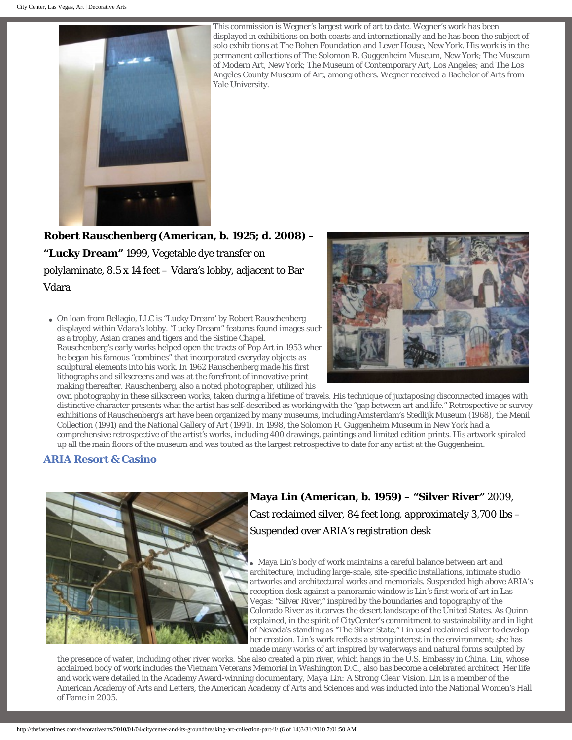This commission is Wegner's largest work of art to date. Wegner's work has been displayed in exhibitions on both coasts and internationally and he has been the subject of solo exhibitions at The Bohen Foundation and Lever House, New York. His work is in the permanent collections of The Solomon R. Guggenheim Museum, New York; The Museum of Modern Art, New York; The Museum of Contemporary Art, Los Angeles; and The Los Angeles County Museum of Art, among others. Wegner received a Bachelor of Arts from Yale University.

**Robert Rauschenberg (American, b. 1925; d. 2008) – "Lucky Dream"** 1999, Vegetable dye transfer on polylaminate, 8.5 x 14 feet – Vdara's lobby, adjacent to Bar Vdara

- On loan from Bellagio, LLC is "Lucky Dream' by Robert Rauschenberg displayed within Vdara's lobby. "Lucky Dream" features found images such as a trophy, Asian cranes and tigers and the Sistine Chapel. Rauschenberg's early works helped open the tracts of Pop Art in 1953 when he began his famous "combines" that incorporated everyday objects as sculptural elements into his work. In 1962 Rauschenberg made his first lithographs and silkscreens and was at the forefront of innovative print making thereafter. Rauschenberg, also a noted photographer, utilized his own photography in these silkscreen works, taken during a lifetime of travels. His technique of juxtaposing disconnected images with distinctive character presents what the artist has self-described as working with the "gap between art and life." Retrospective or survey exhibitions of Rauschenberg's art have been organized by many museums, including Amsterdam's Stedlijk Museum (1968), the Menil Collection (1991) and the National Gallery of Art (1991). In 1998, the Solomon R. Guggenheim Museum in New York had a comprehensive retrospective of the artist's works, including 400 drawings, paintings and limited edition prints. His artwork spiraled up all the main floors of the museum and was touted as the largest retrospective to date for any artist at the Guggenheim.

## ARIA Resort & Casino

**Maya Lin (American, b. 1959)** – **"Silver River"** 2009, Cast reclaimed silver, 84 feet long, approximately 3,700 lbs – Suspended over ARIA's registration desk

- Maya Lin's body of work maintains a careful balance between art and architecture, including large-scale, site-specific installations, intimate studio artworks and architectural works and memorials. Suspended high above ARIA's reception desk against a panoramic window is Lin's first work of art in Las Vegas: "Silver River," inspired by the boundaries and topography of the Colorado River as it carves the desert landscape of the United States. As Quinn explained, in the spirit of CityCenter's commitment to sustainability and in light of Nevada's standing as "The Silver State," Lin used reclaimed silver to develop her creation. Lin's work reflects a strong interest in the environment; she has made many works of art inspired by waterways and natural forms sculpted by the presence of water, including other river works. She also created a pin river, which hangs in the U.S. Embassy in China. Lin, whose acclaimed body of work includes the Vietnam Veterans Memorial in Washington D.C., also has become a celebrated architect. Her life and work were detailed in the Academy Award-winning documentary, *Maya Lin: A Strong Clear Vision*. Lin is a member of the American Academy of Arts and Letters, the American Academy of Arts and Sciences and was inducted into the National Women's Hall of Fame in 2005.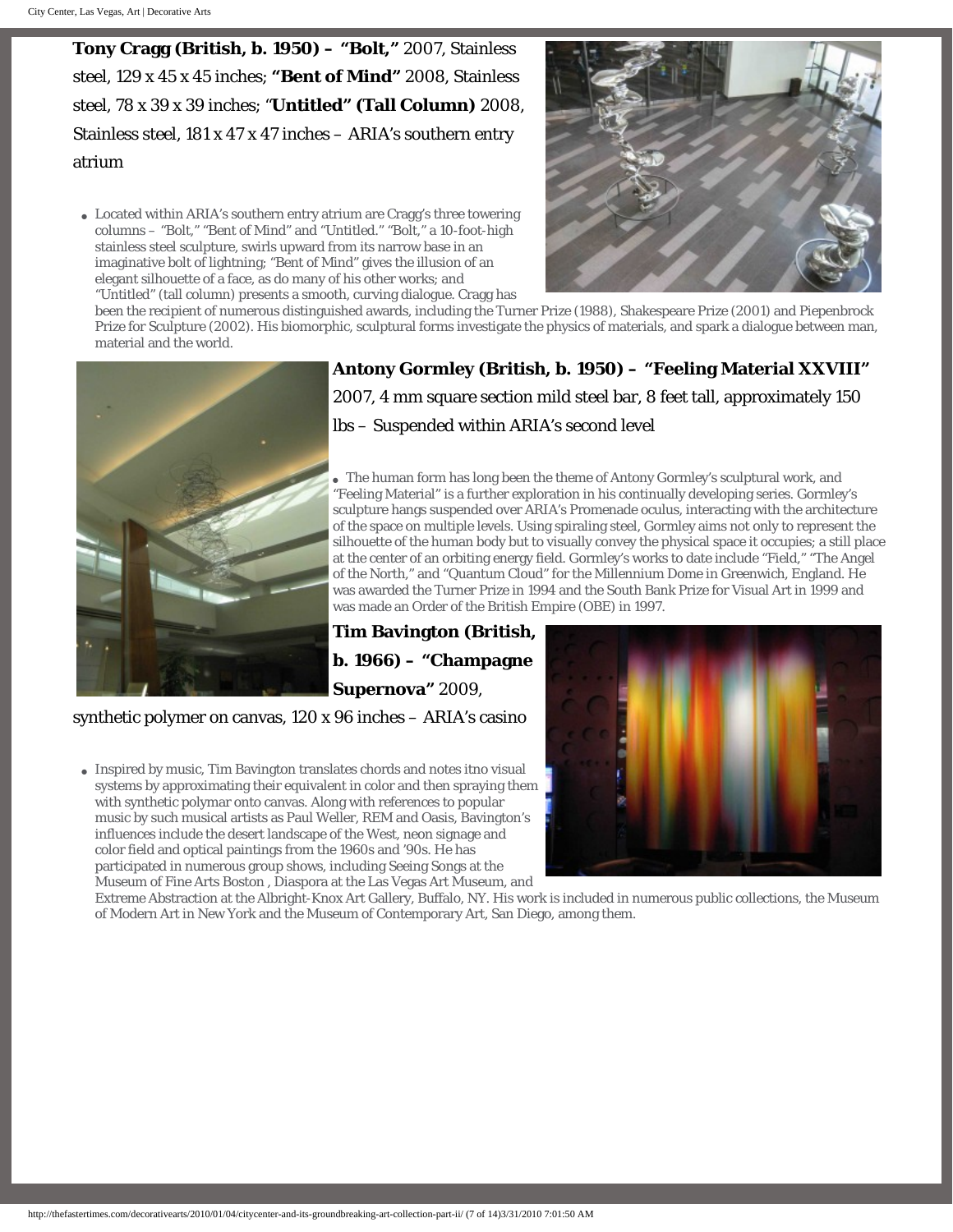**Tony Cragg (British, b. 1950) – "Bolt,"** 2007, Stainless steel, 129 x 45 x 45 inches; **"Bent of Mind"** 2008, Stainless steel, 78 x 39 x 39 inches; "**Untitled" (Tall Column)** 2008, Stainless steel, 181 x 47 x 47 inches – ARIA's southern entry atrium

- Located within ARIA's southern entry atrium are Cragg's three towering columns – "Bolt," "Bent of Mind" and "Untitled." "Bolt," a 10-foot-high stainless steel sculpture, swirls upward from its narrow base in an imaginative bolt of lightning; "Bent of Mind" gives the illusion of an elegant silhouette of a face, as do many of his other works; and "Untitled" (tall column) presents a smooth, curving dialogue. Cragg has been the recipient of numerous distinguished awards, including the Turner Prize (1988), Shakespeare Prize (2001) and Piepenbrock Prize for Sculpture (2002). His biomorphic, sculptural forms investigate the physics of materials, and spark a dialogue between man, material and the world.

**Antony Gormley (British, b. 1950) – "Feeling Material XXVIII"** 2007, 4 mm square section mild steel bar, 8 feet tall, approximately 150 lbs – Suspended within ARIA's second level

- The human form has long been the theme of Antony Gormley's sculptural work, and "Feeling Material" is a further exploration in his continually developing series. Gormley's sculpture hangs suspended over ARIA's Promenade oculus, interacting with the architecture of the space on multiple levels. Using spiraling steel, Gormley aims not only to represent the silhouette of the human body but to visually convey the physical space it occupies; a still place at the center of an orbiting energy field. Gormley's works to date include "Field," "The Angel of the North," and "Quantum Cloud" for the Millennium Dome in Greenwich, England. He was awarded the Turner Prize in 1994 and the South Bank Prize for Visual Art in 1999 and was made an Order of the British Empire (OBE) in 1997.

**Tim Bavington (British, b. 1966) – "Champagne Supernova"** 2009, synthetic polymer on canvas, 120 x 96 inches – ARIA's casino

- Inspired by music, Tim Bavington translates chords and notes itno visual systems by approximating their equivalent in color and then spraying them with synthetic polymar onto canvas. Along with references to popular music by such musical artists as Paul Weller, REM and Oasis, Bavington's influences include the desert landscape of the West, neon signage and color field and optical paintings from the 1960s and '90s. He has participated in numerous group shows, including Seeing Songs at the Museum of Fine Arts Boston , Diaspora at the Las Vegas Art Museum, and Extreme Abstraction at the Albright-Knox Art Gallery, Buffalo, NY. His work is included in numerous public collections, the Museum of Modern Art in New York and the Museum of Contemporary Art, San Diego, among them.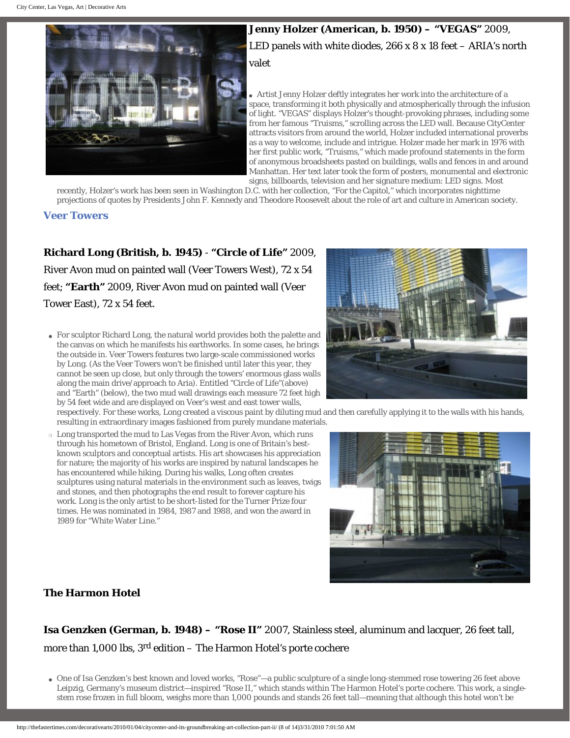**Jenny Holzer (American, b. 1950) – "VEGAS"** 2009, LED panels with white diodes, 266 x 8 x 18 feet – ARIA's north valet

- Artist Jenny Holzer deftly integrates her work into the architecture of a space, transforming it both physically and atmospherically through the infusion of light. "VEGAS" displays Holzer's thought-provoking phrases, including some from her famous "Truisms," scrolling across the LED wall. Because CityCenter attracts visitors from around the world, Holzer included international proverbs as a way to welcome, include and intrigue. Holzer made her mark in 1976 with her first public work, "Truisms," which made profound statements in the form of anonymous broadsheets pasted on buildings, walls and fences in and around Manhattan. Her text later took the form of posters, monumental and electronic signs, billboards, television and her signature medium: LED signs. Most recently, Holzer's work has been seen in Washington D.C. with her collection, "For the Capitol," which incorporates nighttime projections of quotes by Presidents John F. Kennedy and Theodore Roosevelt about the role of art and culture in American society.

## Veer Towers

**Richard Long (British, b. 1945)** - **"Circle of Life"** 2009, River Avon mud on painted wall (Veer Towers West), 72 x 54 feet; **"Earth"** 2009, River Avon mud on painted wall (Veer Tower East), 72 x 54 feet.

- For sculptor Richard Long, the natural world provides both the palette and the canvas on which he manifests his earthworks. In some cases, he brings the outside in. Veer Towers features two large-scale commissioned works by Long. (As the Veer Towers won't be finished until later this year, they cannot be seen up close, but only through the towers' enormous glass walls along the main drive/approach to Aria). Entitled "Circle of Life"(above) and "Earth" (below), the two mud wall drawings each measure 72 feet high by 54 feet wide and are displayed on Veer's west and east tower walls, respectively. For these works, Long created a viscous paint by diluting mud and then carefully applying it to the walls with his hands, resulting in extraordinary images fashioned from purely mundane materials.
    - Long transported the mud to Las Vegas from the River Avon, which runs through his hometown of Bristol, England. Long is one of Britain's best-known sculptors and conceptual artists. His art showcases his appreciation for nature; the majority of his works are inspired by natural landscapes he has encountered while hiking. During his walks, Long often creates sculptures using natural materials in the environment such as leaves, twigs and stones, and then photographs the end result to forever capture his work. Long is the only artist to be short-listed for the Turner Prize four times. He was nominated in 1984, 1987 and 1988, and won the award in 1989 for "White Water Line."

## The Harmon Hotel

**Isa Genzken (German, b. 1948) – "Rose II"** 2007, Stainless steel, aluminum and lacquer, 26 feet tall, more than 1,000 lbs, 3rd edition – The Harmon Hotel's porte cochere

- One of Isa Genzken's best known and loved works, "Rose"—a public sculpture of a single long-stemmed rose towering 26 feet above Leipzig, Germany's museum district—inspired "Rose II," which stands within The Harmon Hotel's porte cochere. This work, a single-stem rose frozen in full bloom, weighs more than 1,000 pounds and stands 26 feet tall—meaning that although this hotel won't be